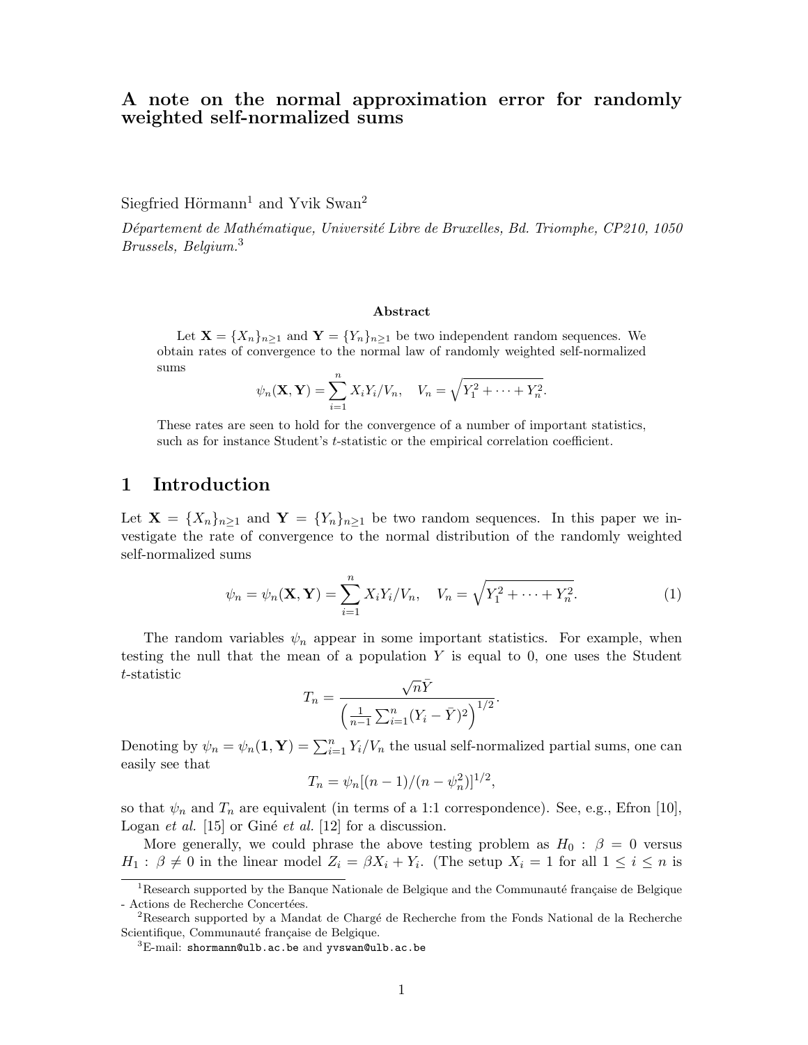# A note on the normal approximation error for randomly weighted self-normalized sums

Siegfried Hörmann[1] and Yvik Swan[2]

*Département de Mathématique, Université Libre de Bruxelles, Bd. Triomphe, CP210, 1050 Brussels, Belgium.*[3]

### Abstract

Let $\mathbf{X} = \{X_n\}_{n\geq 1}$ and $\mathbf{Y} = \{Y_n\}_{n\geq 1}$ be two independent random sequences. We obtain rates of convergence to the normal law of randomly weighted self-normalized sums

$$\psi_n(\mathbf{X}, \mathbf{Y}) = \sum_{i=1}^{n} X_i Y_i / V_n, \quad V_n = \sqrt{Y_1^2 + \cdots + Y_n^2}.$$

These rates are seen to hold for the convergence of a number of important statistics, such as for instance Student's $t$-statistic or the empirical correlation coefficient.

## 1 Introduction

Let $\mathbf{X} = \{X_n\}_{n\geq 1}$ and $\mathbf{Y} = \{Y_n\}_{n\geq 1}$ be two random sequences. In this paper we investigate the rate of convergence to the normal distribution of the randomly weighted self-normalized sums

$$\psi_n = \psi_n(\mathbf{X}, \mathbf{Y}) = \sum_{i=1}^{n} X_i Y_i / V_n, \quad V_n = \sqrt{Y_1^2 + \cdots + Y_n^2}. \tag{1}$$

The random variables $\psi_n$ appear in some important statistics. For example, when testing the null that the mean of a population $Y$ is equal to 0, one uses the Student $t$-statistic

$$T_n = \frac{\sqrt{n}\bar{Y}}{\left(\frac{1}{n-1}\sum_{i=1}^{n}(Y_i - \bar{Y})^2\right)^{1/2}}.$$

Denoting by $\psi_n = \psi_n(\mathbf{1}, \mathbf{Y}) = \sum_{i=1}^{n} Y_i / V_n$ the usual self-normalized partial sums, one can easily see that

$$T_n = \psi_n[(n-1)/(n - \psi_n^2)]^{1/2},$$

so that $\psi_n$ and $T_n$ are equivalent (in terms of a 1:1 correspondence). See, e.g., Efron [10], Logan *et al.* [15] or Giné *et al.* [12] for a discussion.

More generally, we could phrase the above testing problem as $H_0 : \beta = 0$ versus $H_1 : \beta \neq 0$ in the linear model $Z_i = \beta X_i + Y_i$. (The setup $X_i = 1$ for all $1 \leq i \leq n$ is

[1] Research supported by the Banque Nationale de Belgique and the Communauté française de Belgique - Actions de Recherche Concertées.

[2] Research supported by a Mandat de Chargé de Recherche from the Fonds National de la Recherche Scientifique, Communauté française de Belgique.

[3] E-mail: shormann@ulb.ac.be and yvswan@ulb.ac.be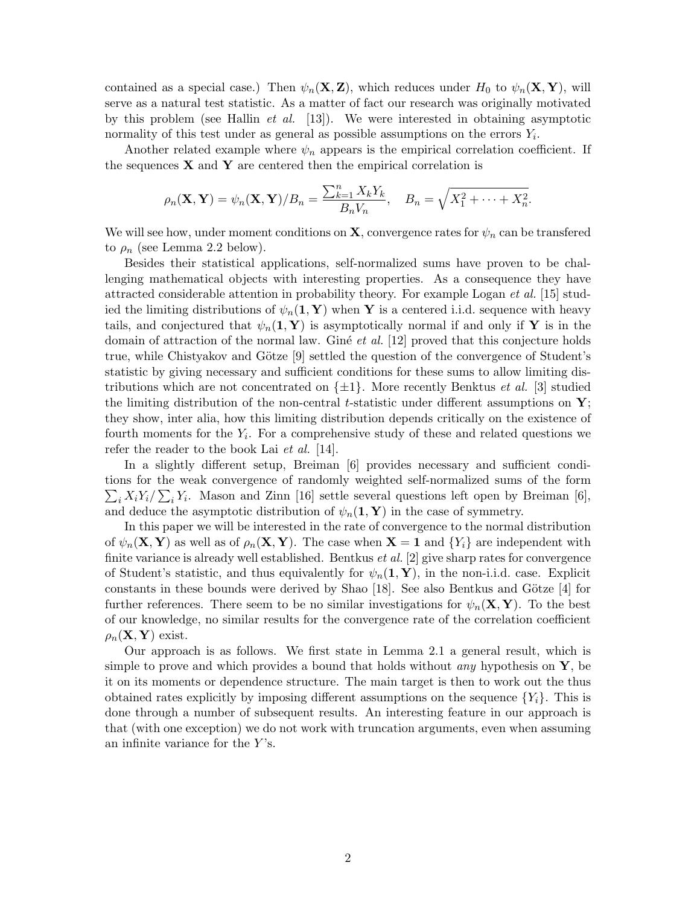contained as a special case.) Then $\psi_n(\mathbf{X}, \mathbf{Z})$, which reduces under $H_0$ to $\psi_n(\mathbf{X}, \mathbf{Y})$, will serve as a natural test statistic. As a matter of fact our research was originally motivated by this problem (see Hallin *et al.* [13]). We were interested in obtaining asymptotic normality of this test under as general as possible assumptions on the errors $Y_i$.

Another related example where $\psi_n$ appears is the empirical correlation coefficient. If the sequences $\mathbf{X}$ and $\mathbf{Y}$ are centered then the empirical correlation is

$$\rho_n(\mathbf{X}, \mathbf{Y}) = \psi_n(\mathbf{X}, \mathbf{Y})/B_n = \frac{\sum_{k=1}^n X_k Y_k}{B_n V_n}, \quad B_n = \sqrt{X_1^2 + \cdots + X_n^2}.$$

We will see how, under moment conditions on $\mathbf{X}$, convergence rates for $\psi_n$ can be transfered to $\rho_n$ (see Lemma 2.2 below).

Besides their statistical applications, self-normalized sums have proven to be challenging mathematical objects with interesting properties. As a consequence they have attracted considerable attention in probability theory. For example Logan *et al.* [15] studied the limiting distributions of $\psi_n(\mathbf{1}, \mathbf{Y})$ when $\mathbf{Y}$ is a centered i.i.d. sequence with heavy tails, and conjectured that $\psi_n(\mathbf{1}, \mathbf{Y})$ is asymptotically normal if and only if $\mathbf{Y}$ is in the domain of attraction of the normal law. Giné *et al.* [12] proved that this conjecture holds true, while Chistyakov and Götze [9] settled the question of the convergence of Student's statistic by giving necessary and sufficient conditions for these sums to allow limiting distributions which are not concentrated on $\{\pm 1\}$. More recently Benktus *et al.* [3] studied the limiting distribution of the non-central $t$-statistic under different assumptions on $\mathbf{Y}$; they show, inter alia, how this limiting distribution depends critically on the existence of fourth moments for the $Y_i$. For a comprehensive study of these and related questions we refer the reader to the book Lai *et al.* [14].

In a slightly different setup, Breiman [6] provides necessary and sufficient conditions for the weak convergence of randomly weighted self-normalized sums of the form $\sum_i X_i Y_i / \sum_i Y_i$. Mason and Zinn [16] settle several questions left open by Breiman [6], and deduce the asymptotic distribution of $\psi_n(\mathbf{1}, \mathbf{Y})$ in the case of symmetry.

In this paper we will be interested in the rate of convergence to the normal distribution of $\psi_n(\mathbf{X}, \mathbf{Y})$ as well as of $\rho_n(\mathbf{X}, \mathbf{Y})$. The case when $\mathbf{X} = \mathbf{1}$ and $\{Y_i\}$ are independent with finite variance is already well established. Bentkus *et al.* [2] give sharp rates for convergence of Student's statistic, and thus equivalently for $\psi_n(\mathbf{1}, \mathbf{Y})$, in the non-i.i.d. case. Explicit constants in these bounds were derived by Shao [18]. See also Bentkus and Götze [4] for further references. There seem to be no similar investigations for $\psi_n(\mathbf{X}, \mathbf{Y})$. To the best of our knowledge, no similar results for the convergence rate of the correlation coefficient $\rho_n(\mathbf{X}, \mathbf{Y})$ exist.

Our approach is as follows. We first state in Lemma 2.1 a general result, which is simple to prove and which provides a bound that holds without *any* hypothesis on $\mathbf{Y}$, be it on its moments or dependence structure. The main target is then to work out the thus obtained rates explicitly by imposing different assumptions on the sequence $\{Y_i\}$. This is done through a number of subsequent results. An interesting feature in our approach is that (with one exception) we do not work with truncation arguments, even when assuming an infinite variance for the $Y$'s.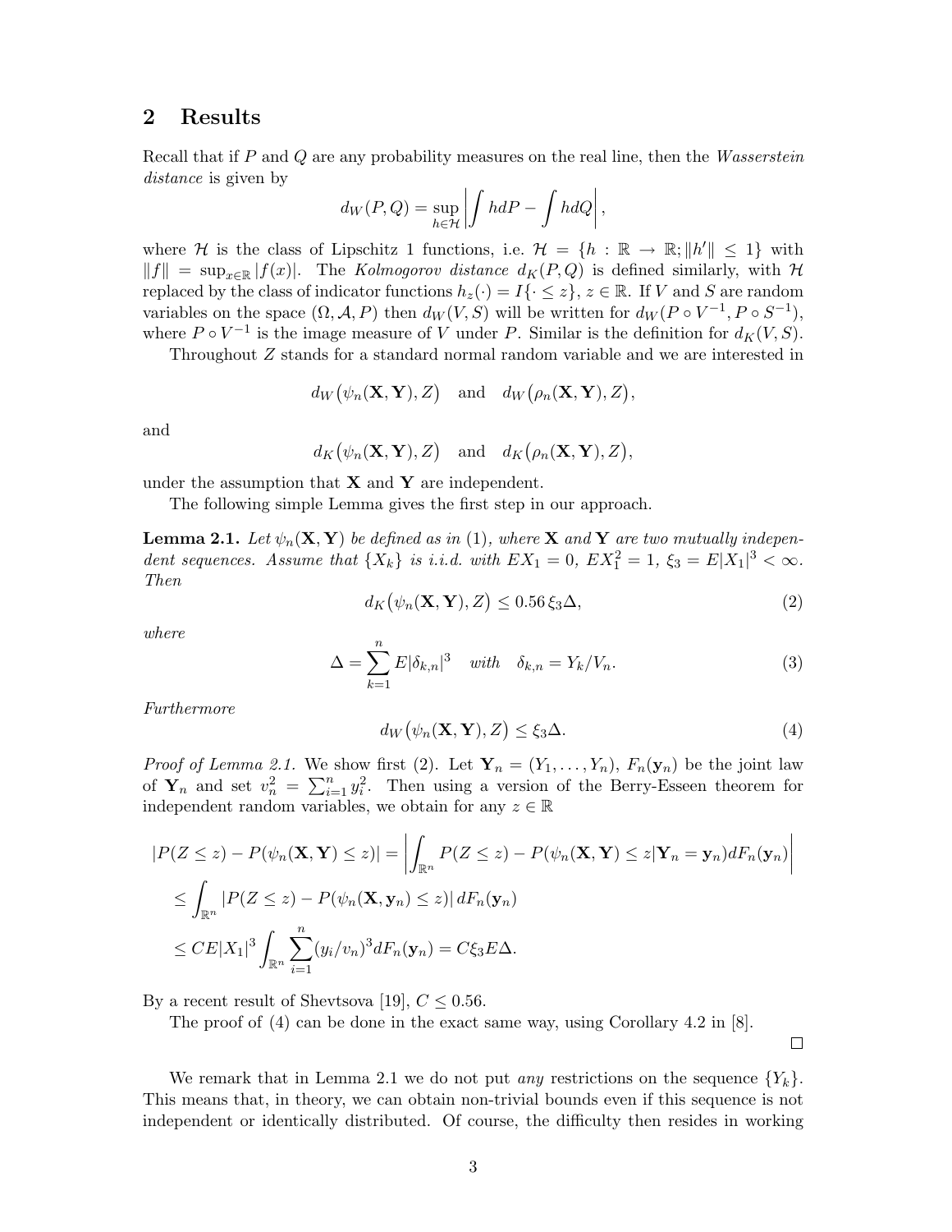## 2 Results

Recall that if $P$ and $Q$ are any probability measures on the real line, then the *Wasserstein distance* is given by

$$d_W(P,Q) = \sup_{h\in\mathcal{H}} \left| \int h dP - \int h dQ \right|,$$

where $\mathcal{H}$ is the class of Lipschitz 1 functions, i.e. $\mathcal{H} = \{h : \mathbb{R} \to \mathbb{R}; \|h'\| \le 1\}$ with $\|f\| = \sup_{x\in\mathbb{R}} |f(x)|$. The *Kolmogorov distance* $d_K(P,Q)$ is defined similarly, with $\mathcal{H}$ replaced by the class of indicator functions $h_z(\cdot) = I\{\cdot \le z\}$, $z \in \mathbb{R}$. If $V$ and $S$ are random variables on the space $(\Omega, \mathcal{A}, P)$ then $d_W(V,S)$ will be written for $d_W(P\circ V^{-1}, P \circ S^{-1})$, where $P \circ V^{-1}$ is the image measure of $V$ under $P$. Similar is the definition for $d_K(V,S)$.

Throughout $Z$ stands for a standard normal random variable and we are interested in

$$d_W\big(\psi_n(\mathbf{X},\mathbf{Y}), Z\big) \quad \text{and} \quad d_W\big(\rho_n(\mathbf{X},\mathbf{Y}), Z\big),$$

and

$$d_K\big(\psi_n(\mathbf{X},\mathbf{Y}), Z\big) \quad \text{and} \quad d_K\big(\rho_n(\mathbf{X},\mathbf{Y}), Z\big),$$

under the assumption that $\mathbf{X}$ and $\mathbf{Y}$ are independent.

The following simple Lemma gives the first step in our approach.

**Lemma 2.1.** *Let $\psi_n(\mathbf{X},\mathbf{Y})$ be defined as in (1), where $\mathbf{X}$ and $\mathbf{Y}$ are two mutually independent sequences. Assume that $\{X_k\}$ is i.i.d. with $EX_1 = 0$, $EX_1^2 = 1$, $\xi_3 = E|X_1|^3 < \infty$. Then*

$$d_K\big(\psi_n(\mathbf{X},\mathbf{Y}), Z\big) \le 0.56\,\xi_3\Delta, \tag{2}$$

*where*

$$\Delta = \sum_{k=1}^{n} E|\delta_{k,n}|^3 \quad \text{with} \quad \delta_{k,n} = Y_k/V_n. \tag{3}$$

*Furthermore*

$$d_W\big(\psi_n(\mathbf{X},\mathbf{Y}), Z\big) \le \xi_3\Delta. \tag{4}$$

*Proof of Lemma 2.1.* We show first (2). Let $\mathbf{Y}_n = (Y_1, \dots, Y_n)$, $F_n(\mathbf{y}_n)$ be the joint law of $\mathbf{Y}_n$ and set $v_n^2 = \sum_{i=1}^n y_i^2$. Then using a version of the Berry-Esseen theorem for independent random variables, we obtain for any $z \in \mathbb{R}$

$$\begin{aligned}
|P(Z \le z) - P(\psi_n(\mathbf{X},\mathbf{Y}) \le z)| &= \left| \int_{\mathbb{R}^n} P(Z \le z) - P(\psi_n(\mathbf{X},\mathbf{Y}) \le z | \mathbf{Y}_n = \mathbf{y}_n) dF_n(\mathbf{y}_n) \right| \\
&\le \int_{\mathbb{R}^n} |P(Z \le z) - P(\psi_n(\mathbf{X},\mathbf{y}_n) \le z)|\, dF_n(\mathbf{y}_n) \\
&\le CE|X_1|^3 \int_{\mathbb{R}^n} \sum_{i=1}^n (y_i/v_n)^3 dF_n(\mathbf{y}_n) = C\xi_3 E\Delta.
\end{aligned}$$

By a recent result of Shevtsova [19], $C \le 0.56$.

The proof of (4) can be done in the exact same way, using Corollary 4.2 in [8].

□

We remark that in Lemma 2.1 we do not put *any* restrictions on the sequence $\{Y_k\}$. This means that, in theory, we can obtain non-trivial bounds even if this sequence is not independent or identically distributed. Of course, the difficulty then resides in working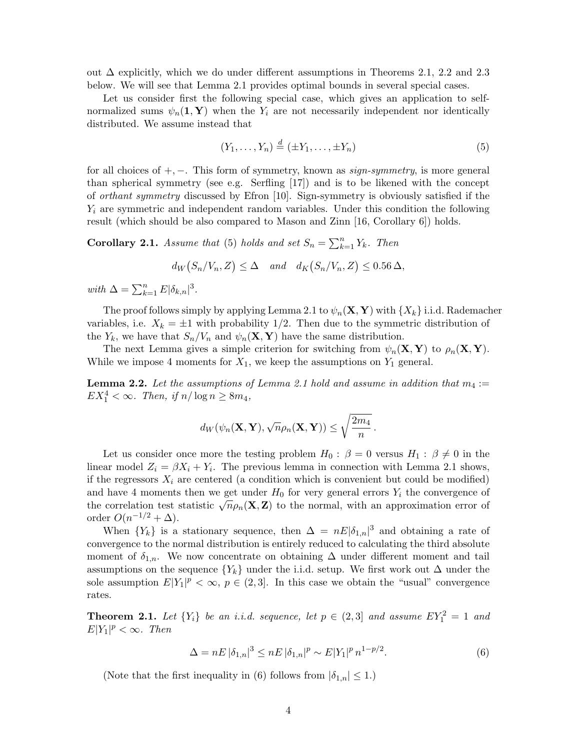out $\Delta$ explicitly, which we do under different assumptions in Theorems 2.1, 2.2 and 2.3 below. We will see that Lemma 2.1 provides optimal bounds in several special cases.

Let us consider first the following special case, which gives an application to self-normalized sums $\psi_n(\mathbf{1}, \mathbf{Y})$ when the $Y_i$ are not necessarily independent nor identically distributed. We assume instead that

$$(Y_1, \ldots, Y_n) \stackrel{d}{=} (\pm Y_1, \ldots, \pm Y_n) \tag{5}$$

for all choices of $+, -$. This form of symmetry, known as *sign-symmetry*, is more general than spherical symmetry (see e.g. Serfling [17]) and is to be likened with the concept of *orthant symmetry* discussed by Efron [10]. Sign-symmetry is obviously satisfied if the $Y_i$ are symmetric and independent random variables. Under this condition the following result (which should be also compared to Mason and Zinn [16, Corollary 6]) holds.

**Corollary 2.1.** *Assume that* (5) *holds and set* $S_n = \sum_{k=1}^n Y_k$. *Then*

$$d_W\big(S_n/V_n, Z\big) \leq \Delta \quad \textit{and} \quad d_K\big(S_n/V_n, Z\big) \leq 0.56\,\Delta,$$

*with* $\Delta = \sum_{k=1}^n E|\delta_{k,n}|^3$.

The proof follows simply by applying Lemma 2.1 to $\psi_n(\mathbf{X}, \mathbf{Y})$ with $\{X_k\}$ i.i.d. Rademacher variables, i.e. $X_k = \pm 1$ with probability 1/2. Then due to the symmetric distribution of the $Y_k$, we have that $S_n/V_n$ and $\psi_n(\mathbf{X}, \mathbf{Y})$ have the same distribution.

The next Lemma gives a simple criterion for switching from $\psi_n(\mathbf{X}, \mathbf{Y})$ to $\rho_n(\mathbf{X}, \mathbf{Y})$. While we impose 4 moments for $X_1$, we keep the assumptions on $Y_1$ general.

**Lemma 2.2.** *Let the assumptions of Lemma 2.1 hold and assume in addition that* $m_4 := EX_1^4 < \infty$. *Then, if* $n/\log n \geq 8m_4$,

$$d_W(\psi_n(\mathbf{X}, \mathbf{Y}), \sqrt{n}\rho_n(\mathbf{X}, \mathbf{Y})) \leq \sqrt{\frac{2m_4}{n}}\,.$$

Let us consider once more the testing problem $H_0 : \beta = 0$ versus $H_1 : \beta \neq 0$ in the linear model $Z_i = \beta X_i + Y_i$. The previous lemma in connection with Lemma 2.1 shows, if the regressors $X_i$ are centered (a condition which is convenient but could be modified) and have 4 moments then we get under $H_0$ for very general errors $Y_i$ the convergence of the correlation test statistic $\sqrt{n}\rho_n(\mathbf{X}, \mathbf{Z})$ to the normal, with an approximation error of order $O(n^{-1/2} + \Delta)$.

When $\{Y_k\}$ is a stationary sequence, then $\Delta = nE|\delta_{1,n}|^3$ and obtaining a rate of convergence to the normal distribution is entirely reduced to calculating the third absolute moment of $\delta_{1,n}$. We now concentrate on obtaining $\Delta$ under different moment and tail assumptions on the sequence $\{Y_k\}$ under the i.i.d. setup. We first work out $\Delta$ under the sole assumption $E|Y_1|^p < \infty$, $p \in (2, 3]$. In this case we obtain the "usual" convergence rates.

**Theorem 2.1.** *Let* $\{Y_i\}$ *be an i.i.d. sequence, let* $p \in (2, 3]$ *and assume* $EY_1^2 = 1$ *and* $E|Y_1|^p < \infty$. *Then*

$$\Delta = nE\,|\delta_{1,n}|^3 \leq nE\,|\delta_{1,n}|^p \sim E|Y_1|^p\, n^{1-p/2}. \tag{6}$$

(Note that the first inequality in (6) follows from $|\delta_{1,n}| \leq 1$.)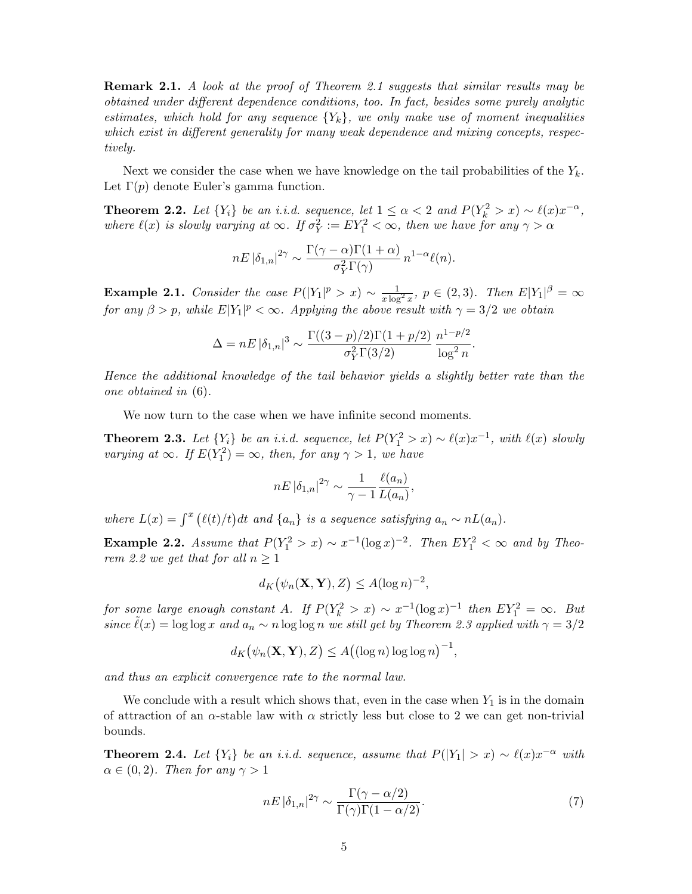**Remark 2.1.** *A look at the proof of Theorem 2.1 suggests that similar results may be obtained under different dependence conditions, too. In fact, besides some purely analytic estimates, which hold for any sequence $\{Y_k\}$, we only make use of moment inequalities which exist in different generality for many weak dependence and mixing concepts, respectively.*

Next we consider the case when we have knowledge on the tail probabilities of the $Y_k$. Let $\Gamma(p)$ denote Euler's gamma function.

**Theorem 2.2.** *Let $\{Y_i\}$ be an i.i.d. sequence, let $1 \leq \alpha < 2$ and $P(Y_k^2 > x) \sim \ell(x)x^{-\alpha}$, where $\ell(x)$ is slowly varying at $\infty$. If $\sigma_Y^2 := EY_1^2 < \infty$, then we have for any $\gamma > \alpha$*

$$nE\,|\delta_{1,n}|^{2\gamma} \sim \frac{\Gamma(\gamma-\alpha)\Gamma(1+\alpha)}{\sigma_Y^2\Gamma(\gamma)}\, n^{1-\alpha}\ell(n).$$

**Example 2.1.** *Consider the case $P(|Y_1|^p > x) \sim \frac{1}{x\log^2 x}$, $p \in (2,3)$. Then $E|Y_1|^\beta = \infty$ for any $\beta > p$, while $E|Y_1|^p < \infty$. Applying the above result with $\gamma = 3/2$ we obtain*

$$\Delta = nE\,|\delta_{1,n}|^3 \sim \frac{\Gamma((3-p)/2)\Gamma(1+p/2)}{\sigma_Y^2\Gamma(3/2)}\,\frac{n^{1-p/2}}{\log^2 n}.$$

*Hence the additional knowledge of the tail behavior yields a slightly better rate than the one obtained in* (6)*.*

We now turn to the case when we have infinite second moments.

**Theorem 2.3.** *Let $\{Y_i\}$ be an i.i.d. sequence, let $P(Y_1^2 > x) \sim \ell(x)x^{-1}$, with $\ell(x)$ slowly varying at $\infty$. If $E(Y_1^2) = \infty$, then, for any $\gamma > 1$, we have*

$$nE\,|\delta_{1,n}|^{2\gamma} \sim \frac{1}{\gamma-1}\frac{\ell(a_n)}{L(a_n)},$$

*where $L(x) = \int^x \big(\ell(t)/t\big)dt$ and $\{a_n\}$ is a sequence satisfying $a_n \sim nL(a_n)$.*

**Example 2.2.** *Assume that $P(Y_1^2 > x) \sim x^{-1}(\log x)^{-2}$. Then $EY_1^2 < \infty$ and by Theorem 2.2 we get that for all $n \geq 1$*

$$d_K\big(\psi_n(\mathbf{X},\mathbf{Y}), Z\big) \leq A(\log n)^{-2},$$

*for some large enough constant $A$. If $P(Y_k^2 > x) \sim x^{-1}(\log x)^{-1}$ then $EY_1^2 = \infty$. But since $\tilde{\ell}(x) = \log\log x$ and $a_n \sim n\log\log n$ we still get by Theorem 2.3 applied with $\gamma = 3/2$*

$$d_K\big(\psi_n(\mathbf{X},\mathbf{Y}), Z\big) \leq A\big((\log n)\log\log n\big)^{-1},$$

*and thus an explicit convergence rate to the normal law.*

We conclude with a result which shows that, even in the case when $Y_1$ is in the domain of attraction of an $\alpha$-stable law with $\alpha$ strictly less but close to 2 we can get non-trivial bounds.

**Theorem 2.4.** *Let $\{Y_i\}$ be an i.i.d. sequence, assume that $P(|Y_1| > x) \sim \ell(x)x^{-\alpha}$ with $\alpha \in (0,2)$. Then for any $\gamma > 1$*

$$nE\,|\delta_{1,n}|^{2\gamma} \sim \frac{\Gamma(\gamma-\alpha/2)}{\Gamma(\gamma)\Gamma(1-\alpha/2)}. \tag{7}$$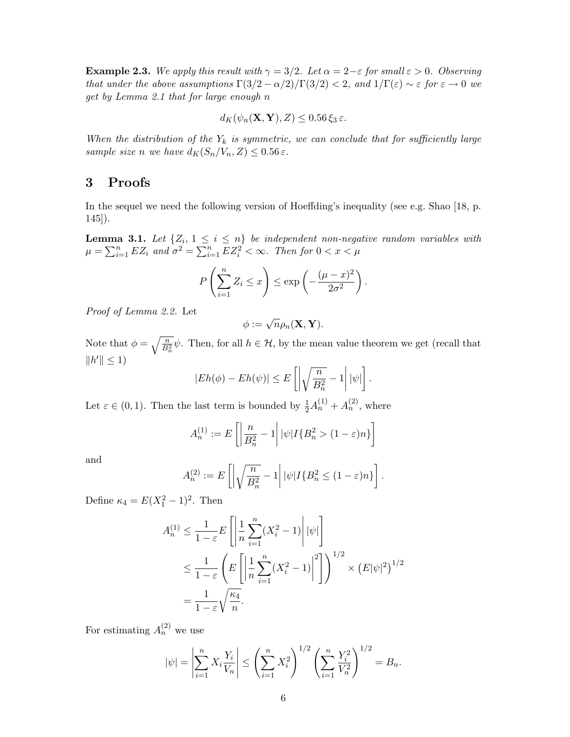**Example 2.3.** *We apply this result with $\gamma = 3/2$. Let $\alpha = 2 - \varepsilon$ for small $\varepsilon > 0$. Observing that under the above assumptions $\Gamma(3/2 - \alpha/2)/\Gamma(3/2) < 2$, and $1/\Gamma(\varepsilon) \sim \varepsilon$ for $\varepsilon \to 0$ we get by Lemma 2.1 that for large enough $n$*

$$d_K(\psi_n(\mathbf{X}, \mathbf{Y}), Z) \leq 0.56\, \xi_3\, \varepsilon.$$

*When the distribution of the $Y_k$ is symmetric, we can conclude that for sufficiently large sample size $n$ we have $d_K(S_n/V_n, Z) \leq 0.56\, \varepsilon$.*

# 3 Proofs

In the sequel we need the following version of Hoeffding's inequality (see e.g. Shao [18, p. 145]).

**Lemma 3.1.** *Let $\{Z_i, 1 \leq i \leq n\}$ be independent non-negative random variables with $\mu = \sum_{i=1}^n EZ_i$ and $\sigma^2 = \sum_{i=1}^n EZ_i^2 < \infty$. Then for $0 < x < \mu$*

$$P\left(\sum_{i=1}^n Z_i \leq x\right) \leq \exp\left(-\frac{(\mu - x)^2}{2\sigma^2}\right).$$

*Proof of Lemma 2.2.* Let

$$\phi := \sqrt{n}\rho_n(\mathbf{X}, \mathbf{Y}).$$

Note that $\phi = \sqrt{\frac{n}{B_n^2}}\psi$. Then, for all $h \in \mathcal{H}$, by the mean value theorem we get (recall that $\|h'\| \leq 1$)

$$|Eh(\phi) - Eh(\psi)| \leq E\left[\left|\sqrt{\frac{n}{B_n^2}} - 1\right| |\psi|\right].$$

Let $\varepsilon \in (0, 1)$. Then the last term is bounded by $\frac{1}{2}A_n^{(1)} + A_n^{(2)}$, where

$$A_n^{(1)} := E\left[\left|\frac{n}{B_n^2} - 1\right| |\psi| I\{B_n^2 > (1-\varepsilon)n\}\right]$$

and

$$A_n^{(2)} := E\left[\left|\sqrt{\frac{n}{B_n^2}} - 1\right| |\psi| I\{B_n^2 \leq (1-\varepsilon)n\}\right].$$

Define $\kappa_4 = E(X_1^2 - 1)^2$. Then

$$\begin{aligned}
A_n^{(1)} &\leq \frac{1}{1-\varepsilon} E\left[\left|\frac{1}{n}\sum_{i=1}^n (X_i^2 - 1)\right| |\psi|\right] \\
&\leq \frac{1}{1-\varepsilon}\left(E\left[\left|\frac{1}{n}\sum_{i=1}^n (X_i^2 - 1)\right|^2\right]\right)^{1/2} \times \left(E|\psi|^2\right)^{1/2} \\
&= \frac{1}{1-\varepsilon}\sqrt{\frac{\kappa_4}{n}}.
\end{aligned}$$

For estimating $A_n^{(2)}$ we use

$$|\psi| = \left|\sum_{i=1}^n X_i \frac{Y_i}{V_n}\right| \leq \left(\sum_{i=1}^n X_i^2\right)^{1/2}\left(\sum_{i=1}^n \frac{Y_i^2}{V_n^2}\right)^{1/2} = B_n.$$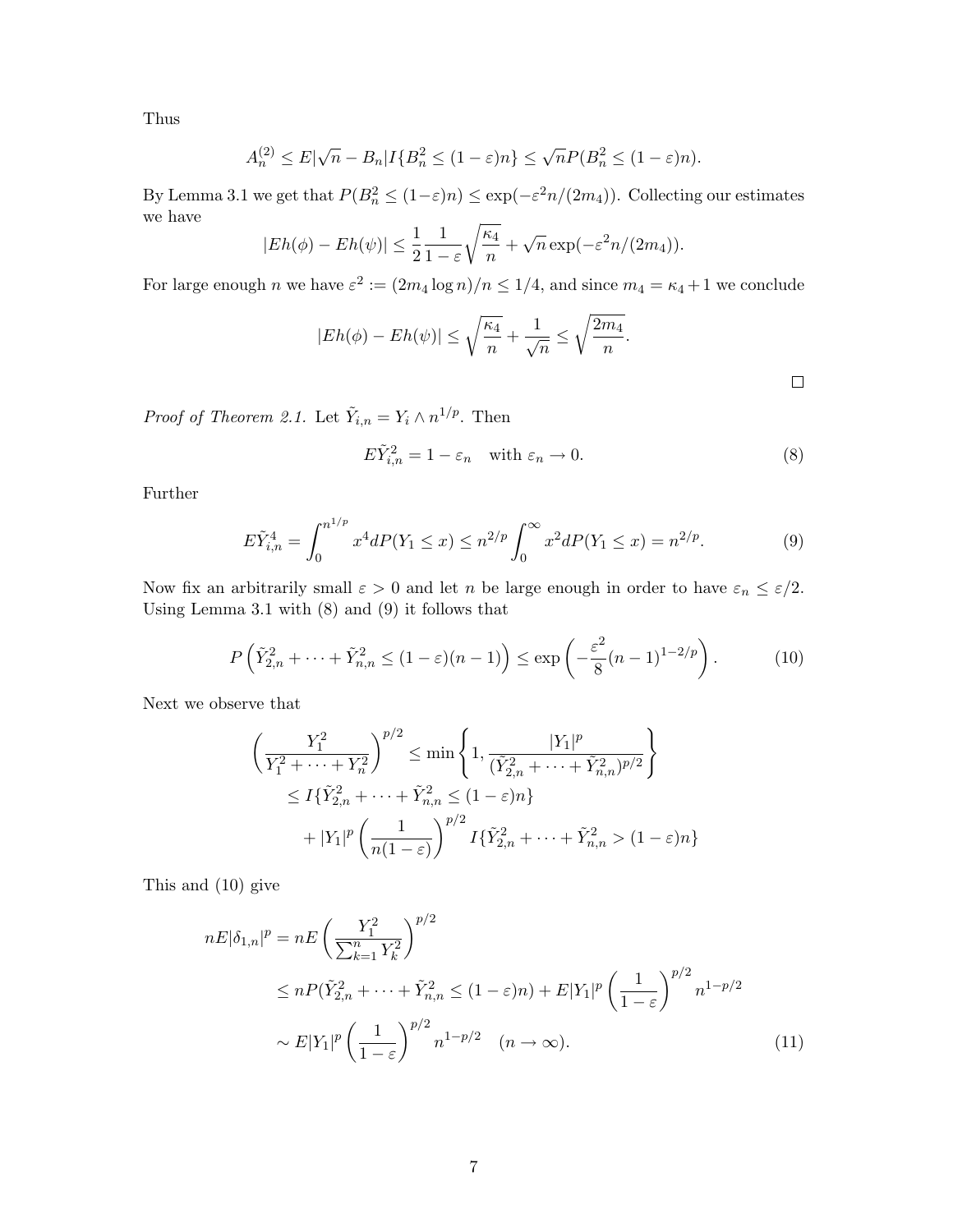Thus

$$A_n^{(2)} \leq E|\sqrt{n} - B_n| I\{B_n^2 \leq (1-\varepsilon)n\} \leq \sqrt{n} P(B_n^2 \leq (1-\varepsilon)n).$$

By Lemma 3.1 we get that $P(B_n^2 \leq (1-\varepsilon)n) \leq \exp(-\varepsilon^2 n/(2m_4))$. Collecting our estimates we have

$$|Eh(\phi) - Eh(\psi)| \leq \frac{1}{2}\frac{1}{1-\varepsilon}\sqrt{\frac{\kappa_4}{n}} + \sqrt{n}\exp(-\varepsilon^2 n/(2m_4)).$$

For large enough $n$ we have $\varepsilon^2 := (2m_4 \log n)/n \leq 1/4$, and since $m_4 = \kappa_4 + 1$ we conclude

$$|Eh(\phi) - Eh(\psi)| \leq \sqrt{\frac{\kappa_4}{n}} + \frac{1}{\sqrt{n}} \leq \sqrt{\frac{2m_4}{n}}.$$

□

*Proof of Theorem 2.1.* Let $\tilde{Y}_{i,n} = Y_i \wedge n^{1/p}$. Then

$$E\tilde{Y}_{i,n}^2 = 1 - \varepsilon_n \quad \text{with } \varepsilon_n \to 0. \tag{8}$$

Further

$$E\tilde{Y}_{i,n}^4 = \int_0^{n^{1/p}} x^4 dP(Y_1 \leq x) \leq n^{2/p} \int_0^\infty x^2 dP(Y_1 \leq x) = n^{2/p}. \tag{9}$$

Now fix an arbitrarily small $\varepsilon > 0$ and let $n$ be large enough in order to have $\varepsilon_n \leq \varepsilon/2$. Using Lemma 3.1 with (8) and (9) it follows that

$$P\left(\tilde{Y}_{2,n}^2 + \cdots + \tilde{Y}_{n,n}^2 \leq (1-\varepsilon)(n-1)\right) \leq \exp\left(-\frac{\varepsilon^2}{8}(n-1)^{1-2/p}\right). \tag{10}$$

Next we observe that

$$\begin{aligned}
\left(\frac{Y_1^2}{Y_1^2 + \cdots + Y_n^2}\right)^{p/2} &\leq \min\left\{1, \frac{|Y_1|^p}{(\tilde{Y}_{2,n}^2 + \cdots + \tilde{Y}_{n,n}^2)^{p/2}}\right\} \\
&\leq I\{\tilde{Y}_{2,n}^2 + \cdots + \tilde{Y}_{n,n}^2 \leq (1-\varepsilon)n\} \\
&\quad + |Y_1|^p \left(\frac{1}{n(1-\varepsilon)}\right)^{p/2} I\{\tilde{Y}_{2,n}^2 + \cdots + \tilde{Y}_{n,n}^2 > (1-\varepsilon)n\}
\end{aligned}$$

This and (10) give

$$\begin{aligned}
nE|\delta_{1,n}|^p &= nE\left(\frac{Y_1^2}{\sum_{k=1}^n Y_k^2}\right)^{p/2} \\
&\leq nP(\tilde{Y}_{2,n}^2 + \cdots + \tilde{Y}_{n,n}^2 \leq (1-\varepsilon)n) + E|Y_1|^p \left(\frac{1}{1-\varepsilon}\right)^{p/2} n^{1-p/2} \\
&\sim E|Y_1|^p \left(\frac{1}{1-\varepsilon}\right)^{p/2} n^{1-p/2} \quad (n \to \infty).
\end{aligned} \tag{11}$$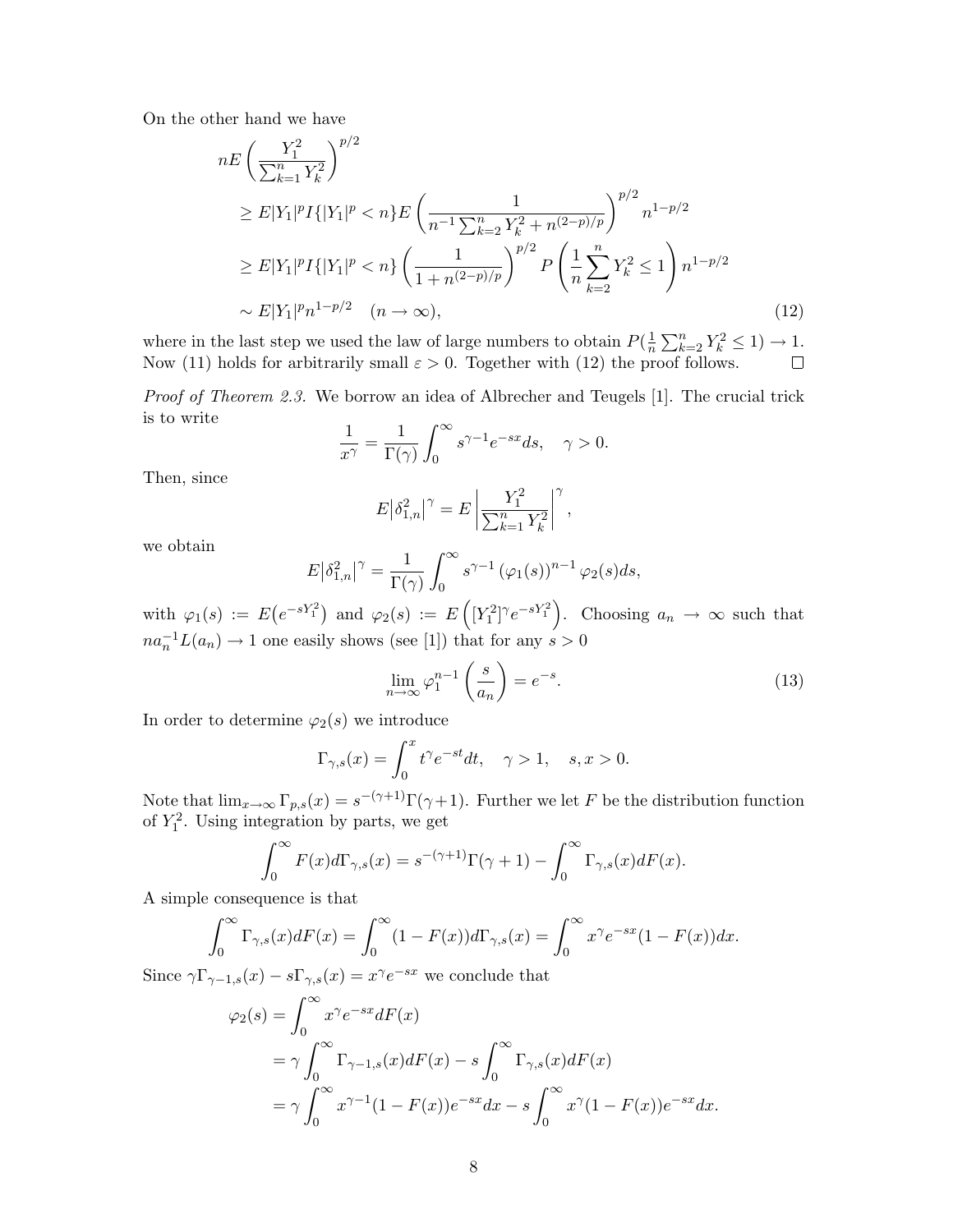On the other hand we have

$$
\begin{aligned}
& nE\left(\frac{Y_1^2}{\sum_{k=1}^n Y_k^2}\right)^{p/2} \\
& \geq E|Y_1|^p I\{|Y_1|^p < n\} E\left(\frac{1}{n^{-1}\sum_{k=2}^n Y_k^2 + n^{(2-p)/p}}\right)^{p/2} n^{1-p/2} \\
& \geq E|Y_1|^p I\{|Y_1|^p < n\} \left(\frac{1}{1+n^{(2-p)/p}}\right)^{p/2} P\left(\frac{1}{n}\sum_{k=2}^n Y_k^2 \leq 1\right) n^{1-p/2} \\
& \sim E|Y_1|^p n^{1-p/2} \quad (n \to \infty), \qquad (12)
\end{aligned}
$$

where in the last step we used the law of large numbers to obtain $P(\frac{1}{n}\sum_{k=2}^n Y_k^2 \leq 1) \to 1$. Now (11) holds for arbitrarily small $\varepsilon > 0$. Together with (12) the proof follows. $\square$

*Proof of Theorem 2.3.* We borrow an idea of Albrecher and Teugels [1]. The crucial trick is to write

$$
\frac{1}{x^\gamma} = \frac{1}{\Gamma(\gamma)} \int_0^\infty s^{\gamma-1} e^{-sx} ds, \quad \gamma > 0.
$$

Then, since

$$
E\left|\delta_{1,n}^2\right|^\gamma = E\left|\frac{Y_1^2}{\sum_{k=1}^n Y_k^2}\right|^\gamma,
$$

we obtain

$$
E\left|\delta_{1,n}^2\right|^\gamma = \frac{1}{\Gamma(\gamma)} \int_0^\infty s^{\gamma-1} \left(\varphi_1(s)\right)^{n-1} \varphi_2(s) ds,
$$

with $\varphi_1(s) := E\left(e^{-sY_1^2}\right)$ and $\varphi_2(s) := E\left([Y_1^2]^\gamma e^{-sY_1^2}\right)$. Choosing $a_n \to \infty$ such that $na_n^{-1} L(a_n) \to 1$ one easily shows (see [1]) that for any $s > 0$

$$
\lim_{n\to\infty} \varphi_1^{n-1}\left(\frac{s}{a_n}\right) = e^{-s}. \qquad (13)
$$

In order to determine $\varphi_2(s)$ we introduce

$$
\Gamma_{\gamma,s}(x) = \int_0^x t^\gamma e^{-st} dt, \quad \gamma > 1, \quad s, x > 0.
$$

Note that $\lim_{x\to\infty} \Gamma_{p,s}(x) = s^{-(\gamma+1)}\Gamma(\gamma+1)$. Further we let $F$ be the distribution function of $Y_1^2$. Using integration by parts, we get

$$
\int_0^\infty F(x) d\Gamma_{\gamma,s}(x) = s^{-(\gamma+1)}\Gamma(\gamma+1) - \int_0^\infty \Gamma_{\gamma,s}(x) dF(x).
$$

A simple consequence is that

$$
\int_0^\infty \Gamma_{\gamma,s}(x) dF(x) = \int_0^\infty (1-F(x)) d\Gamma_{\gamma,s}(x) = \int_0^\infty x^\gamma e^{-sx}(1-F(x)) dx.
$$

Since $\gamma\Gamma_{\gamma-1,s}(x) - s\Gamma_{\gamma,s}(x) = x^\gamma e^{-sx}$ we conclude that

$$
\begin{aligned}
\varphi_2(s) &= \int_0^\infty x^\gamma e^{-sx} dF(x) \\
&= \gamma \int_0^\infty \Gamma_{\gamma-1,s}(x) dF(x) - s \int_0^\infty \Gamma_{\gamma,s}(x) dF(x) \\
&= \gamma \int_0^\infty x^{\gamma-1}(1-F(x)) e^{-sx} dx - s \int_0^\infty x^\gamma (1-F(x)) e^{-sx} dx.
\end{aligned}
$$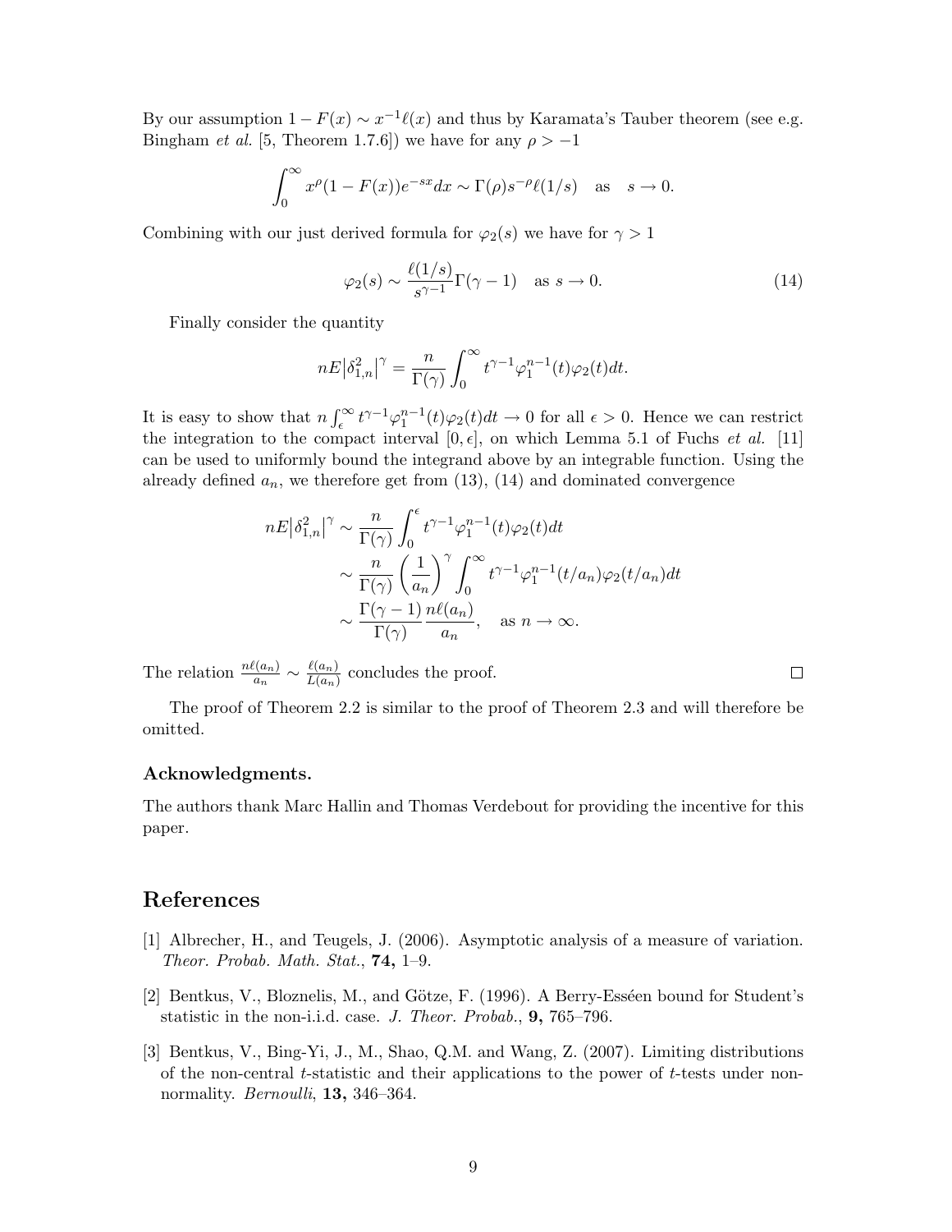By our assumption $1 - F(x) \sim x^{-1}\ell(x)$ and thus by Karamata's Tauber theorem (see e.g. Bingham *et al.* [5, Theorem 1.7.6]) we have for any $\rho > -1$

$$\int_0^\infty x^\rho (1 - F(x)) e^{-sx} dx \sim \Gamma(\rho) s^{-\rho} \ell(1/s) \quad \text{as} \quad s \to 0.$$

Combining with our just derived formula for $\varphi_2(s)$ we have for $\gamma > 1$

$$\varphi_2(s) \sim \frac{\ell(1/s)}{s^{\gamma-1}} \Gamma(\gamma - 1) \quad \text{as } s \to 0. \tag{14}$$

Finally consider the quantity

$$nE\left|\delta_{1,n}^2\right|^\gamma = \frac{n}{\Gamma(\gamma)} \int_0^\infty t^{\gamma-1} \varphi_1^{n-1}(t) \varphi_2(t) dt.$$

It is easy to show that $n \int_\epsilon^\infty t^{\gamma-1} \varphi_1^{n-1}(t) \varphi_2(t) dt \to 0$ for all $\epsilon > 0$. Hence we can restrict the integration to the compact interval $[0, \epsilon]$, on which Lemma 5.1 of Fuchs *et al.* [11] can be used to uniformly bound the integrand above by an integrable function. Using the already defined $a_n$, we therefore get from (13), (14) and dominated convergence

$$\begin{aligned}
nE\left|\delta_{1,n}^2\right|^\gamma &\sim \frac{n}{\Gamma(\gamma)} \int_0^\epsilon t^{\gamma-1} \varphi_1^{n-1}(t) \varphi_2(t) dt \\
&\sim \frac{n}{\Gamma(\gamma)} \left(\frac{1}{a_n}\right)^\gamma \int_0^\infty t^{\gamma-1} \varphi_1^{n-1}(t/a_n) \varphi_2(t/a_n) dt \\
&\sim \frac{\Gamma(\gamma-1)}{\Gamma(\gamma)} \frac{n\ell(a_n)}{a_n}, \quad \text{as } n \to \infty.
\end{aligned}$$

The relation $\frac{n\ell(a_n)}{a_n} \sim \frac{\ell(a_n)}{L(a_n)}$ concludes the proof. □

The proof of Theorem 2.2 is similar to the proof of Theorem 2.3 and will therefore be omitted.

### Acknowledgments.

The authors thank Marc Hallin and Thomas Verdebout for providing the incentive for this paper.

## References

[1] Albrecher, H., and Teugels, J. (2006). Asymptotic analysis of a measure of variation. *Theor. Probab. Math. Stat.*, **74,** 1–9.

[2] Bentkus, V., Bloznelis, M., and Götze, F. (1996). A Berry-Esséen bound for Student's statistic in the non-i.i.d. case. *J. Theor. Probab.*, **9,** 765–796.

[3] Bentkus, V., Bing-Yi, J., M., Shao, Q.M. and Wang, Z. (2007). Limiting distributions of the non-central $t$-statistic and their applications to the power of $t$-tests under non-normality. *Bernoulli*, **13,** 346–364.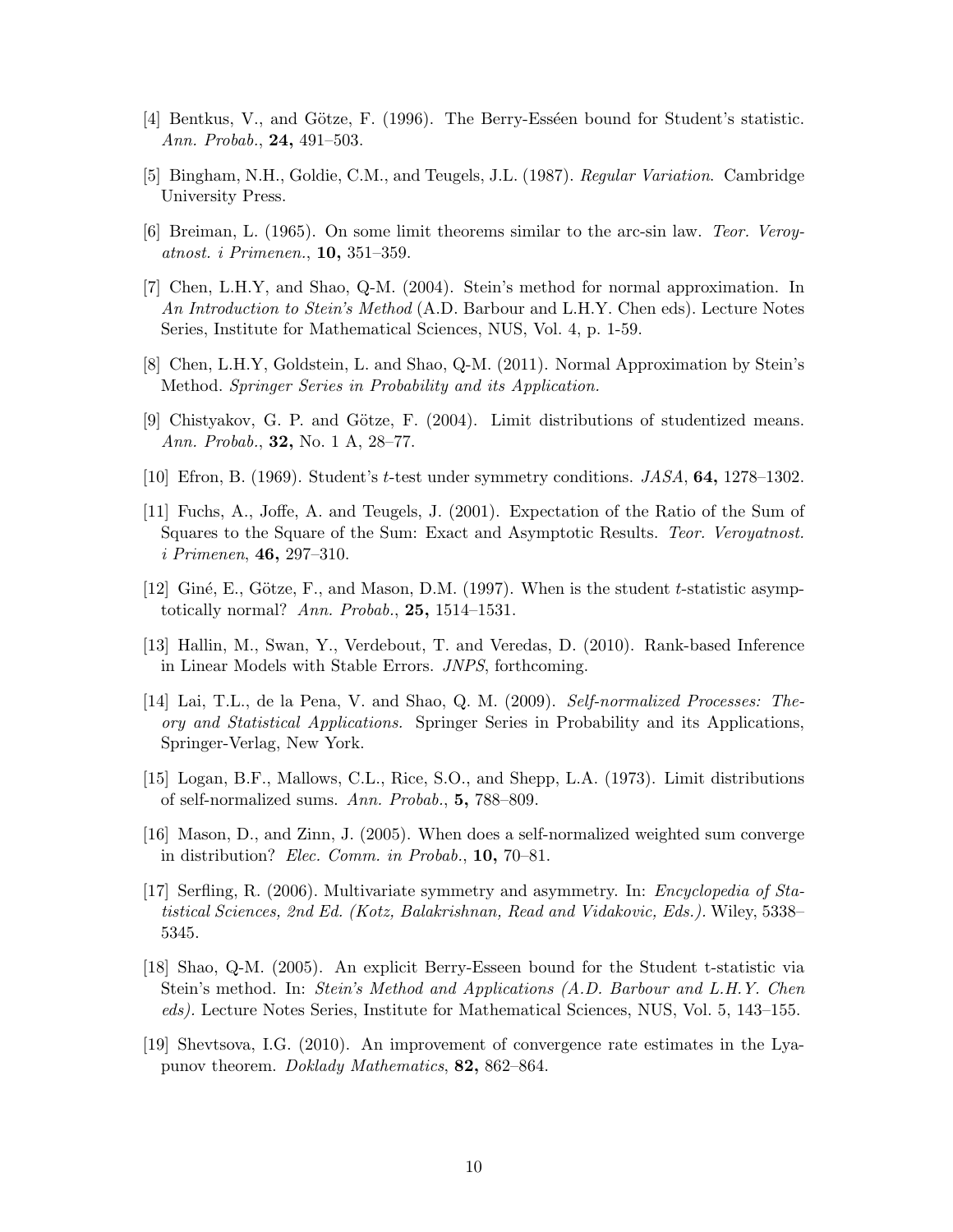[4] Bentkus, V., and Götze, F. (1996). The Berry-Esséen bound for Student's statistic. *Ann. Probab.*, **24,** 491–503.

[5] Bingham, N.H., Goldie, C.M., and Teugels, J.L. (1987). *Regular Variation*. Cambridge University Press.

[6] Breiman, L. (1965). On some limit theorems similar to the arc-sin law. *Teor. Veroyatnost. i Primenen.*, **10,** 351–359.

[7] Chen, L.H.Y, and Shao, Q-M. (2004). Stein's method for normal approximation. In *An Introduction to Stein's Method* (A.D. Barbour and L.H.Y. Chen eds). Lecture Notes Series, Institute for Mathematical Sciences, NUS, Vol. 4, p. 1-59.

[8] Chen, L.H.Y, Goldstein, L. and Shao, Q-M. (2011). Normal Approximation by Stein's Method. *Springer Series in Probability and its Application.*

[9] Chistyakov, G. P. and Götze, F. (2004). Limit distributions of studentized means. *Ann. Probab.*, **32,** No. 1 A, 28–77.

[10] Efron, B. (1969). Student's $t$-test under symmetry conditions. *JASA*, **64,** 1278–1302.

[11] Fuchs, A., Joffe, A. and Teugels, J. (2001). Expectation of the Ratio of the Sum of Squares to the Square of the Sum: Exact and Asymptotic Results. *Teor. Veroyatnost. i Primenen*, **46,** 297–310.

[12] Giné, E., Götze, F., and Mason, D.M. (1997). When is the student $t$-statistic asymptotically normal? *Ann. Probab.*, **25,** 1514–1531.

[13] Hallin, M., Swan, Y., Verdebout, T. and Veredas, D. (2010). Rank-based Inference in Linear Models with Stable Errors. *JNPS*, forthcoming.

[14] Lai, T.L., de la Pena, V. and Shao, Q. M. (2009). *Self-normalized Processes: Theory and Statistical Applications.* Springer Series in Probability and its Applications, Springer-Verlag, New York.

[15] Logan, B.F., Mallows, C.L., Rice, S.O., and Shepp, L.A. (1973). Limit distributions of self-normalized sums. *Ann. Probab.*, **5,** 788–809.

[16] Mason, D., and Zinn, J. (2005). When does a self-normalized weighted sum converge in distribution? *Elec. Comm. in Probab.*, **10,** 70–81.

[17] Serfling, R. (2006). Multivariate symmetry and asymmetry. In: *Encyclopedia of Statistical Sciences, 2nd Ed. (Kotz, Balakrishnan, Read and Vidakovic, Eds.).* Wiley, 5338–5345.

[18] Shao, Q-M. (2005). An explicit Berry-Esseen bound for the Student t-statistic via Stein's method. In: *Stein's Method and Applications (A.D. Barbour and L.H.Y. Chen eds).* Lecture Notes Series, Institute for Mathematical Sciences, NUS, Vol. 5, 143–155.

[19] Shevtsova, I.G. (2010). An improvement of convergence rate estimates in the Lyapunov theorem. *Doklady Mathematics*, **82,** 862–864.